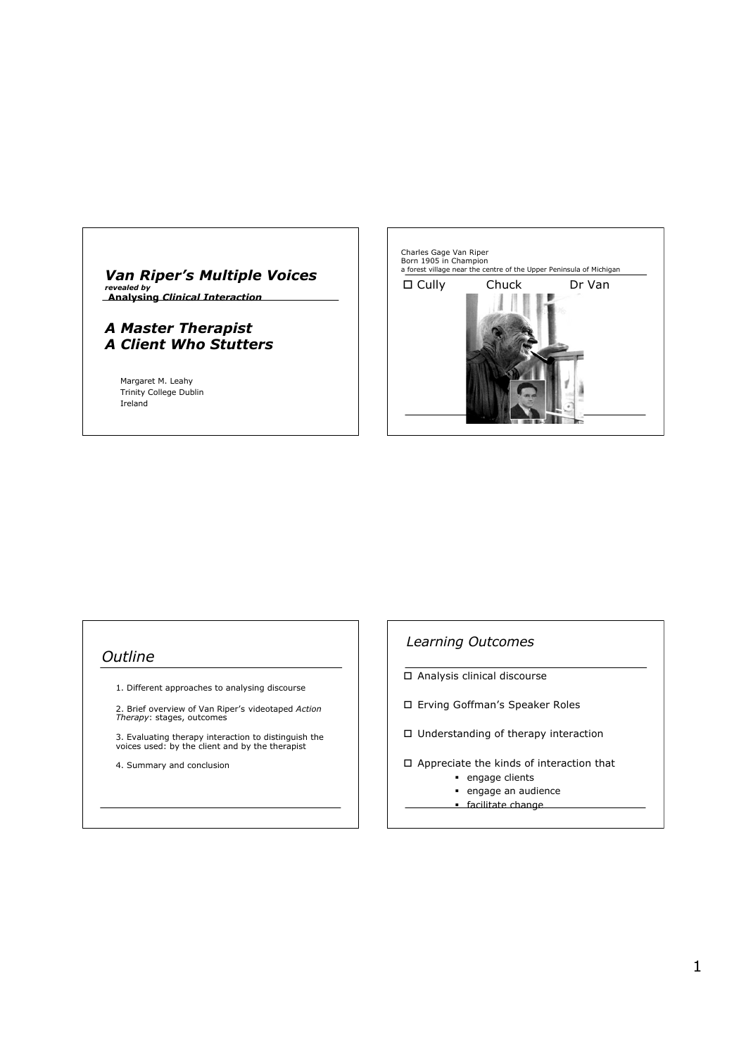# *Van Riper's Multiple Voices*

***revealed by***

**Analysing *Clinical Interaction***

## *A Master Therapist*
## *A Client Who Stutters*

Margaret M. Leahy
Trinity College Dublin
Ireland

---

Charles Gage Van Riper
Born 1905 in Champion
a forest village near the centre of the Upper Peninsula of Michigan

- Cully Chuck Dr Van

---

## *Outline*

1. Different approaches to analysing discourse

2. Brief overview of Van Riper's videotaped *Action Therapy*: stages, outcomes

3. Evaluating therapy interaction to distinguish the voices used: by the client and by the therapist

4. Summary and conclusion

---

## *Learning Outcomes*

- Analysis clinical discourse
- Erving Goffman's Speaker Roles
- Understanding of therapy interaction
- Appreciate the kinds of interaction that
  - engage clients
  - engage an audience
  - facilitate change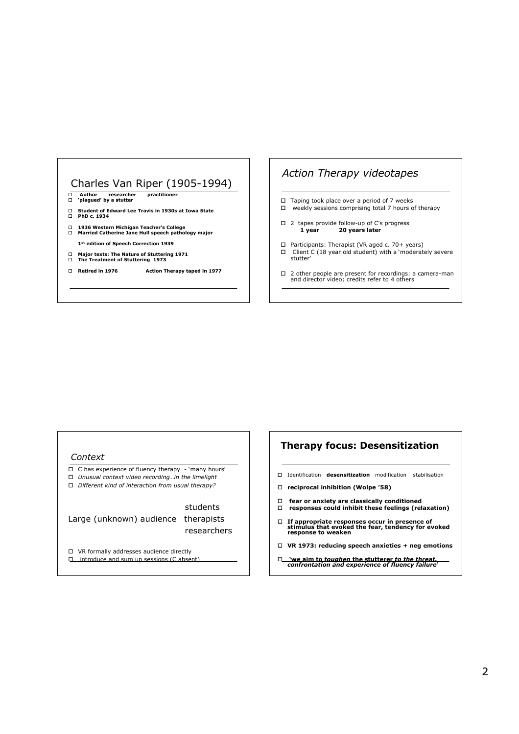## Charles Van Riper (1905-1994)

- **Author researcher practitioner**
- **'plagued' by a stutter**

- **Student of Edward Lee Travis in 1930s at Iowa State**
- **PhD c. 1934**

- **1936 Western Michigan Teacher's College**
- **Married Catherine Jane Hull speech pathology major**

**1st edition of Speech Correction 1939**

- **Major texts: The Nature of Stuttering 1971**
- **The Treatment of Stuttering 1973**

- **Retired in 1976 Action Therapy taped in 1977**

## *Action Therapy videotapes*

- Taping took place over a period of 7 weeks
- weekly sessions comprising total 7 hours of therapy

- 2 tapes provide follow-up of C's progress
  **1 year 20 years later**

- Participants: Therapist (VR aged c. 70+ years)
- Client C (18 year old student) with a 'moderately severe stutter'

- 2 other people are present for recordings: a camera-man and director video; credits refer to 4 others

## *Context*

- C has experience of fluency therapy - 'many hours'
- *Unusual context video recording…in the limelight*
- *Different kind of interaction from usual therapy?*

Large (unknown) audience: students, therapists, researchers

- VR formally addresses audience directly
- introduce and sum up sessions (C absent)

## **Therapy focus: Desensitization**

- Identification **desensitization** modification stabilisation
- **reciprocal inhibition (Wolpe '58)**

- **fear or anxiety are classically conditioned**
- **responses could inhibit these feelings (relaxation)**

- **If appropriate responses occur in presence of stimulus that evoked the fear, tendency for evoked response to weaken**

- **VR 1973: reducing speech anxieties + neg emotions**

- **'we aim to *toughen* the stutterer *to the threat, confrontation and experience of fluency failure*'**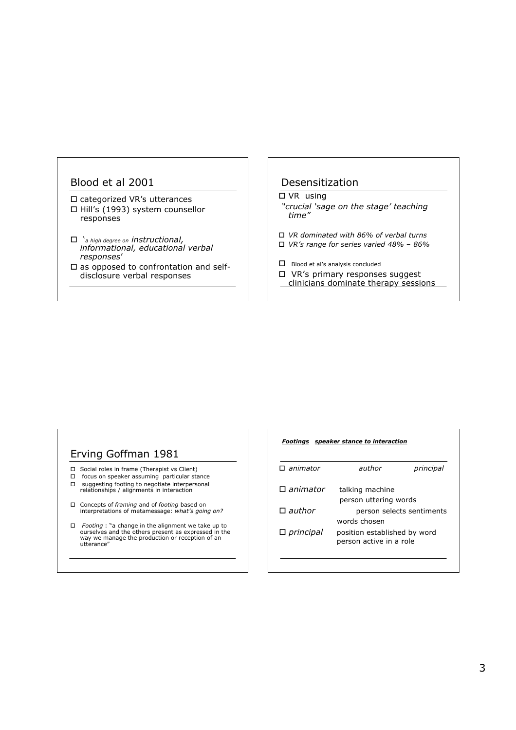## Blood et al 2001

- categorized VR's utterances
- Hill's (1993) system counsellor responses
- '*a high degree on instructional, informational, educational verbal responses*'
- as opposed to confrontation and self-disclosure verbal responses

## Desensitization

- VR using

*"crucial 'sage on the stage' teaching time"*

- *VR dominated with 86% of verbal turns*
- *VR's range for series varied 48% – 86%*
- Blood et al's analysis concluded
- VR's primary responses suggest clinicians dominate therapy sessions

## Erving Goffman 1981

- Social roles in frame (Therapist vs Client)
- focus on speaker assuming particular stance
- suggesting footing to negotiate interpersonal relationships / alignments in interaction
- Concepts of *framing* and of *footing* based on interpretations of metamessage: *what's going on?*
- *Footing* : "a change in the alignment we take up to ourselves and the others present as expressed in the way we manage the production or reception of an utterance"

***Footings speaker stance to interaction***

- *animator* *author* *principal*
- *animator* talking machine person uttering words
- *author* person selects sentiments words chosen
- *principal* position established by word person active in a role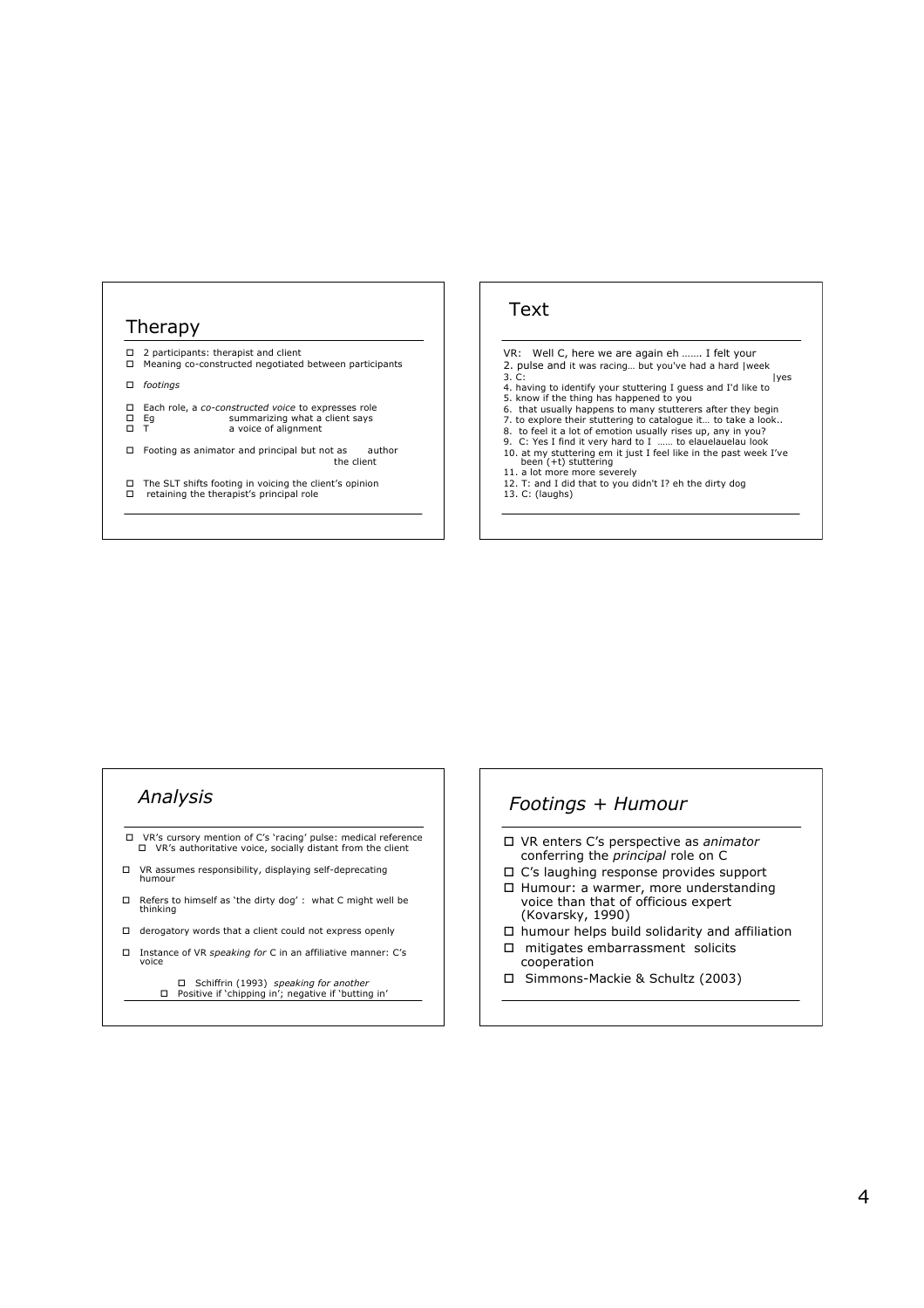## Therapy

- 2 participants: therapist and client
- Meaning co-constructed negotiated between participants
- *footings*
- Each role, a *co-constructed voice* to expresses role
- Eg summarizing what a client says
- T a voice of alignment
- Footing as animator and principal but not as author the client
- The SLT shifts footing in voicing the client's opinion
- retaining the therapist's principal role

## Text

VR: Well C, here we are again eh ……. I felt your
2. pulse and it was racing… but you've had a hard |week
3. C: |yes
4. having to identify your stuttering I guess and I'd like to
5. know if the thing has happened to you
6. that usually happens to many stutterers after they begin
7. to explore their stuttering to catalogue it… to take a look..
8. to feel it a lot of emotion usually rises up, any in you?
9. C: Yes I find it very hard to I …… to elauelauelau look
10. at my stuttering em it just I feel like in the past week I've been (+t) stuttering
11. a lot more more severely
12. T: and I did that to you didn't I? eh the dirty dog
13. C: (laughs)

## *Analysis*

- VR's cursory mention of C's 'racing' pulse: medical reference
  - VR's authoritative voice, socially distant from the client
- VR assumes responsibility, displaying self-deprecating humour
- Refers to himself as 'the dirty dog' : what C might well be thinking
- derogatory words that a client could not express openly
- Instance of VR *speaking for* C in an affiliative manner: C's voice
  - Schiffrin (1993) *speaking for another*
  - Positive if 'chipping in'; negative if 'butting in'

## *Footings + Humour*

- VR enters C's perspective as *animator* conferring the *principal* role on C
- C's laughing response provides support
- Humour: a warmer, more understanding voice than that of officious expert (Kovarsky, 1990)
- humour helps build solidarity and affiliation
- mitigates embarrassment solicits cooperation
- Simmons-Mackie & Schultz (2003)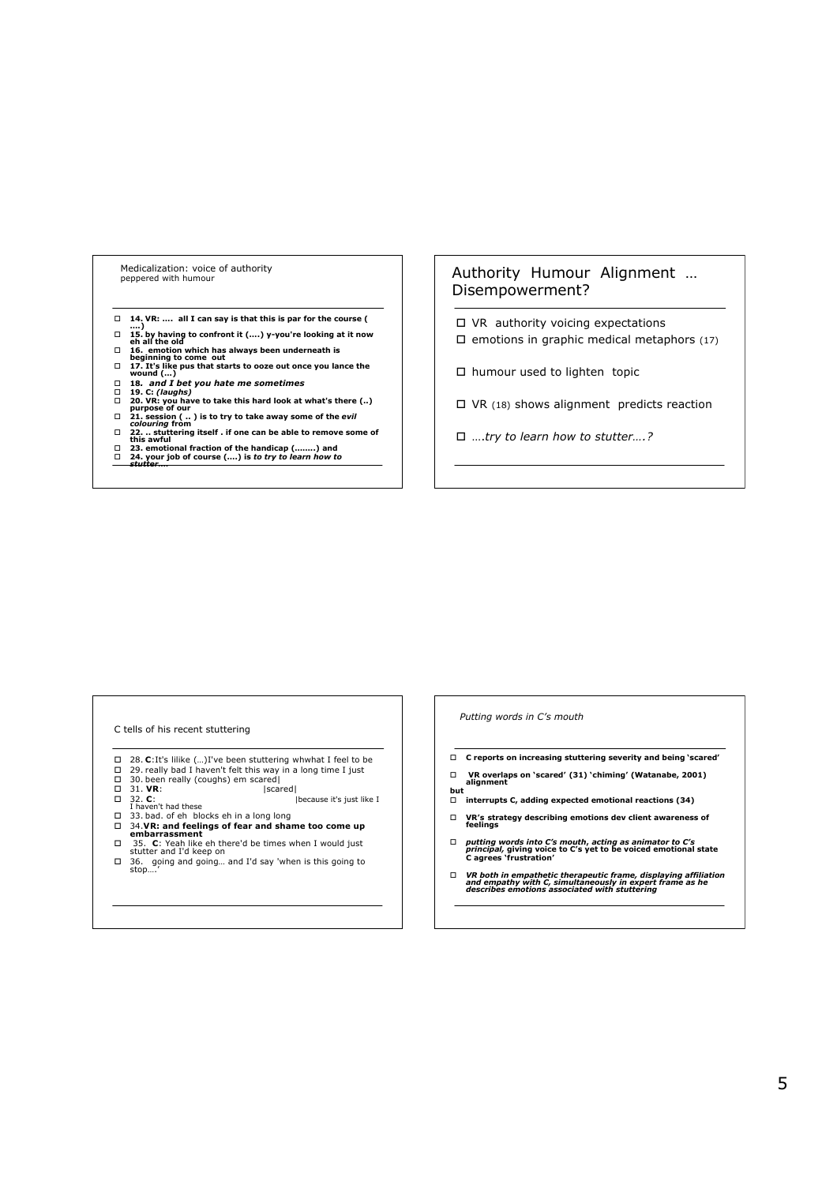## Medicalization: voice of authority

peppered with humour

- **14. VR: …. all I can say is that this is par for the course ( ….)**
- **15. by having to confront it (….) y-you're looking at it now eh all the old**
- **16. emotion which has always been underneath is beginning to come out**
- **17. It's like pus that starts to ooze out once you lance the wound (…)**
- **18.** ***and I bet you hate me sometimes***
- **19. C:** ***(laughs)***
- **20. VR: you have to take this hard look at what's there (..) purpose of our**
- **21. session ( .. ) is to try to take away some of the** ***evil colouring*** **from**
- **22. .. stuttering itself . if one can be able to remove some of this awful**
- **23. emotional fraction of the handicap (……..) and**
- **24. your job of course (….) is** ***to try to learn how to stutter…***

## Authority Humour Alignment … Disempowerment?

- VR authority voicing expectations
- emotions in graphic medical metaphors (17)
- humour used to lighten topic
- VR (18) shows alignment predicts reaction
- *….try to learn how to stutter….?*

## C tells of his recent stuttering

- 28. **C**:It's lilike (…)I've been stuttering whwhat I feel to be
- 29. really bad I haven't felt this way in a long time I just
- 30. been really (coughs) em scared|
- 31. **VR**: |scared|
- 32. **C**: |because it's just like I I haven't had these
- 33. bad. of eh blocks eh in a long long
- 34.**VR: and feelings of fear and shame too come up embarrassment**
- 35. **C**: Yeah like eh there'd be times when I would just stutter and I'd keep on
- 36. going and going… and I'd say 'when is this going to stop….'

## *Putting words in C's mouth*

- **C reports on increasing stuttering severity and being 'scared'**
- **VR overlaps on 'scared' (31) 'chiming' (Watanabe, 2001) alignment**

**but**

- **interrupts C, adding expected emotional reactions (34)**
- **VR's strategy describing emotions dev client awareness of feelings**
- ***putting words into C's mouth, acting as animator to C's principal,*** **giving voice to C's yet to be voiced emotional state C agrees 'frustration'**
- ***VR both in empathetic therapeutic frame, displaying affiliation and empathy with C, simultaneously in expert frame as he describes emotions associated with stuttering***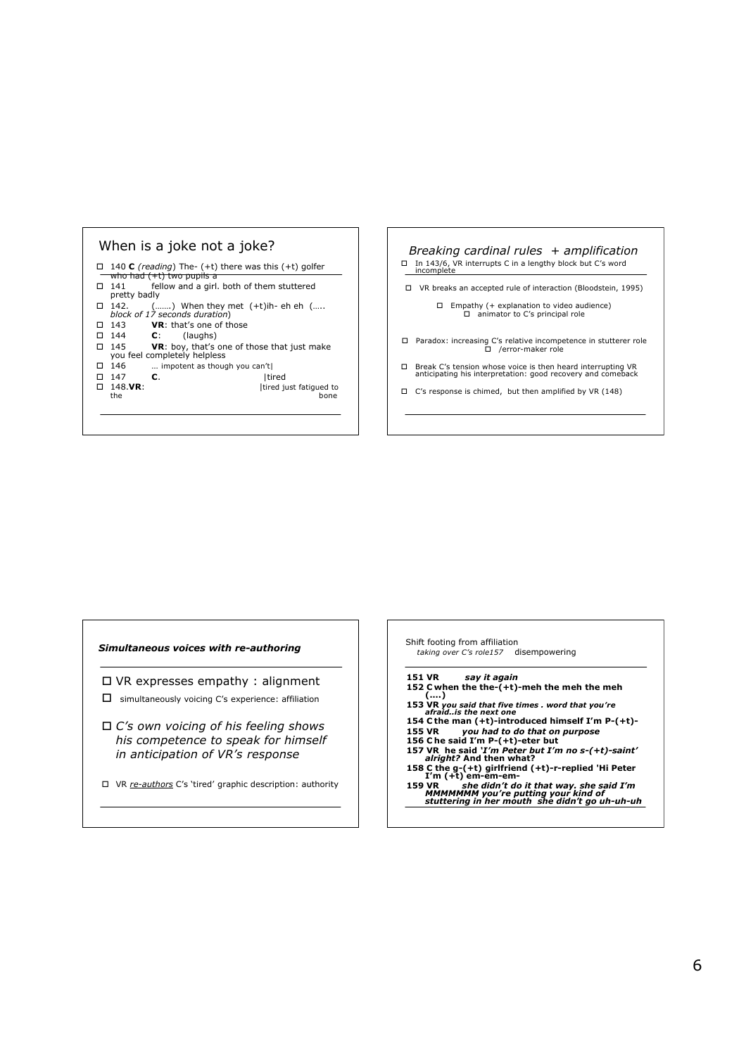## When is a joke not a joke?

- 140 **C** *(reading)* The- (+t) there was this (+t) golfer who had (+t) two pupils a
- 141 fellow and a girl. both of them stuttered pretty badly
- 142. (…….) When they met (+t)ih- eh eh (….. *block of 17 seconds duration*)
- 143 **VR**: that's one of those
- 144 **C**: (laughs)
- 145 **VR**: boy, that's one of those that just make you feel completely helpless
- 146 … impotent as though you can't|
- 147 **C**. |tired
- 148.**VR**: |tired just fatigued to the bone

## *Breaking cardinal rules + amplification*

- In 143/6, VR interrupts C in a lengthy block but C's word incomplete
- VR breaks an accepted rule of interaction (Bloodstein, 1995)
  - Empathy (+ explanation to video audience)
    - animator to C's principal role
- Paradox: increasing C's relative incompetence in stutterer role
  - /error-maker role
- Break C's tension whose voice is then heard interrupting VR anticipating his interpretation: good recovery and comeback
- C's response is chimed, but then amplified by VR (148)

## ***Simultaneous voices with re-authoring***

- VR expresses empathy : alignment
- simultaneously voicing C's experience: affiliation
- *C's own voicing of his feeling shows his competence to speak for himself in anticipation of VR's response*
- VR *re-authors* C's 'tired' graphic description: authority

## Shift footing from affiliation

*taking over C's role157* disempowering

**151 VR** ***say it again***
**152 C when the the-(+t)-meh the meh the meh (….)**
**153 VR** ***you said that five times . word that you're afraid..is the next one***
**154 C the man (+t)-introduced himself I'm P-(+t)-**
**155 VR** ***you had to do that on purpose***
**156 C he said I'm P-(+t)-eter but**
**157 VR he said** ***'I'm Peter but I'm no s-(+t)-saint' alright?*** **And then what?**
**158 C the g-(+t) girlfriend (+t)-r-replied 'Hi Peter I'm (+t) em-em-em-**
**159 VR** ***she didn't do it that way. she said I'm MMMMMMM you're putting your kind of stuttering in her mouth she didn't go uh-uh-uh***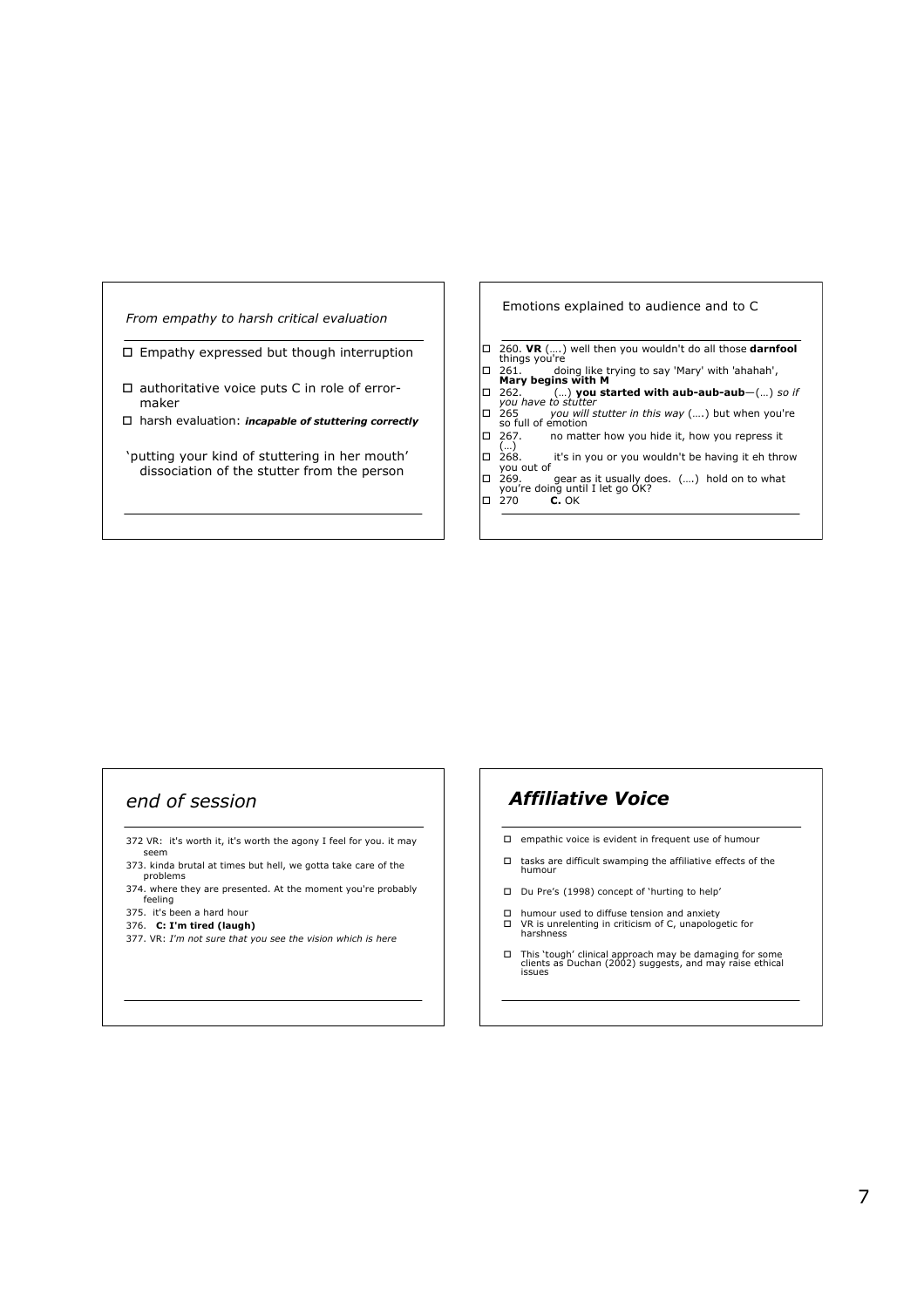## *From empathy to harsh critical evaluation*

- Empathy expressed but though interruption
- authoritative voice puts C in role of error-maker
- harsh evaluation: ***incapable of stuttering correctly***

'putting your kind of stuttering in her mouth' dissociation of the stutter from the person

## Emotions explained to audience and to C

- 260. **VR** (….) well then you wouldn't do all those **darnfool** things you're
- 261. doing like trying to say 'Mary' with 'ahahah', **Mary begins with M**
- 262. (…) **you started with aub-aub-aub**—(…) *so if you have to stutter*
- 265 *you will stutter in this way* (….) but when you're so full of emotion
- 267. no matter how you hide it, how you repress it (…)
- 268. it's in you or you wouldn't be having it eh throw you out of
- 269. gear as it usually does. (….) hold on to what you're doing until I let go OK?
- 270 **C.** OK

## *end of session*

372 VR: it's worth it, it's worth the agony I feel for you. it may seem

373. kinda brutal at times but hell, we gotta take care of the problems

374. where they are presented. At the moment you're probably feeling

375. it's been a hard hour

376. **C: I'm tired (laugh)**

377. VR: *I'm not sure that you see the vision which is here*

## ***Affiliative Voice***

- empathic voice is evident in frequent use of humour
- tasks are difficult swamping the affiliative effects of the humour
- Du Pre's (1998) concept of 'hurting to help'
- humour used to diffuse tension and anxiety
- VR is unrelenting in criticism of C, unapologetic for harshness
- This 'tough' clinical approach may be damaging for some clients as Duchan (2002) suggests, and may raise ethical issues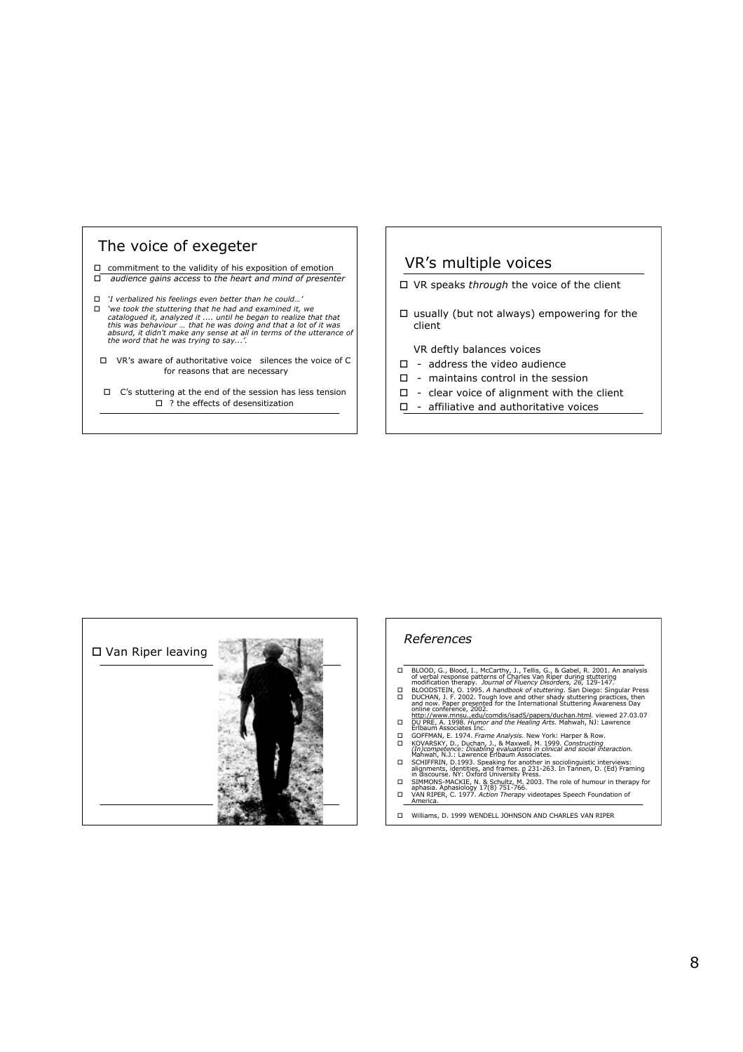## The voice of exegeter

- commitment to the validity of his exposition of emotion
- *audience gains access to the heart and mind of presenter*

- *'I verbalized his feelings even better than he could…'*
- *'we took the stuttering that he had and examined it, we catalogued it, analyzed it .... until he began to realize that that this was behaviour … that he was doing and that a lot of it was absurd, it didn't make any sense at all in terms of the utterance of the word that he was trying to say...'.*

- VR's aware of authoritative voice silences the voice of C for reasons that are necessary

- C's stuttering at the end of the session has less tension
  - ? the effects of desensitization

## VR's multiple voices

- VR speaks *through* the voice of the client

- usually (but not always) empowering for the client

VR deftly balances voices

- \- address the video audience
- \- maintains control in the session
- \- clear voice of alignment with the client
- \- affiliative and authoritative voices

- Van Riper leaving

## *References*

- BLOOD, G., Blood, I., McCarthy, J., Tellis, G., & Gabel, R. 2001. An analysis of verbal response patterns of Charles Van Riper during stuttering modification therapy. *Journal of Fluency Disorders, 26*, 129-147.
- BLOODSTEIN, O. 1995. *A handbook of stuttering*. San Diego: Singular Press
- DUCHAN, J. F. 2002. Tough love and other shady stuttering practices, then and now. Paper presented for the International Stuttering Awareness Day online conference, 2002. http://www.mnsu..edu/comdis/isad5/papers/duchan.html. viewed 27.03.07
- DU PRE, A. 1998. *Humor and the Healing Arts.* Mahwah, NJ: Lawrence Erlbaum Associates Inc.
- GOFFMAN, E. 1974. *Frame Analysis.* New York: Harper & Row.
- KOVARSKY, D., Duchan, J., & Maxwell, M. 1999. *Constructing (In)competence: Disabling evaluations in clinical and social interaction.* Mahwah, N.J.: Lawrence Erlbaum Associates.
- SCHIFFRIN, D.1993. Speaking for another in sociolinguistic interviews: alignments, identities, and frames. p 231-263. In Tannen, D. (Ed) Framing in discourse. NY: Oxford University Press.
- SIMMONS-MACKIE, N. & Schultz, M. 2003. The role of humour in therapy for aphasia. Aphasiology 17(8) 751-766.
- VAN RIPER, C. 1977. *Action Therapy* videotapes Speech Foundation of America.
- Williams, D. 1999 WENDELL JOHNSON AND CHARLES VAN RIPER